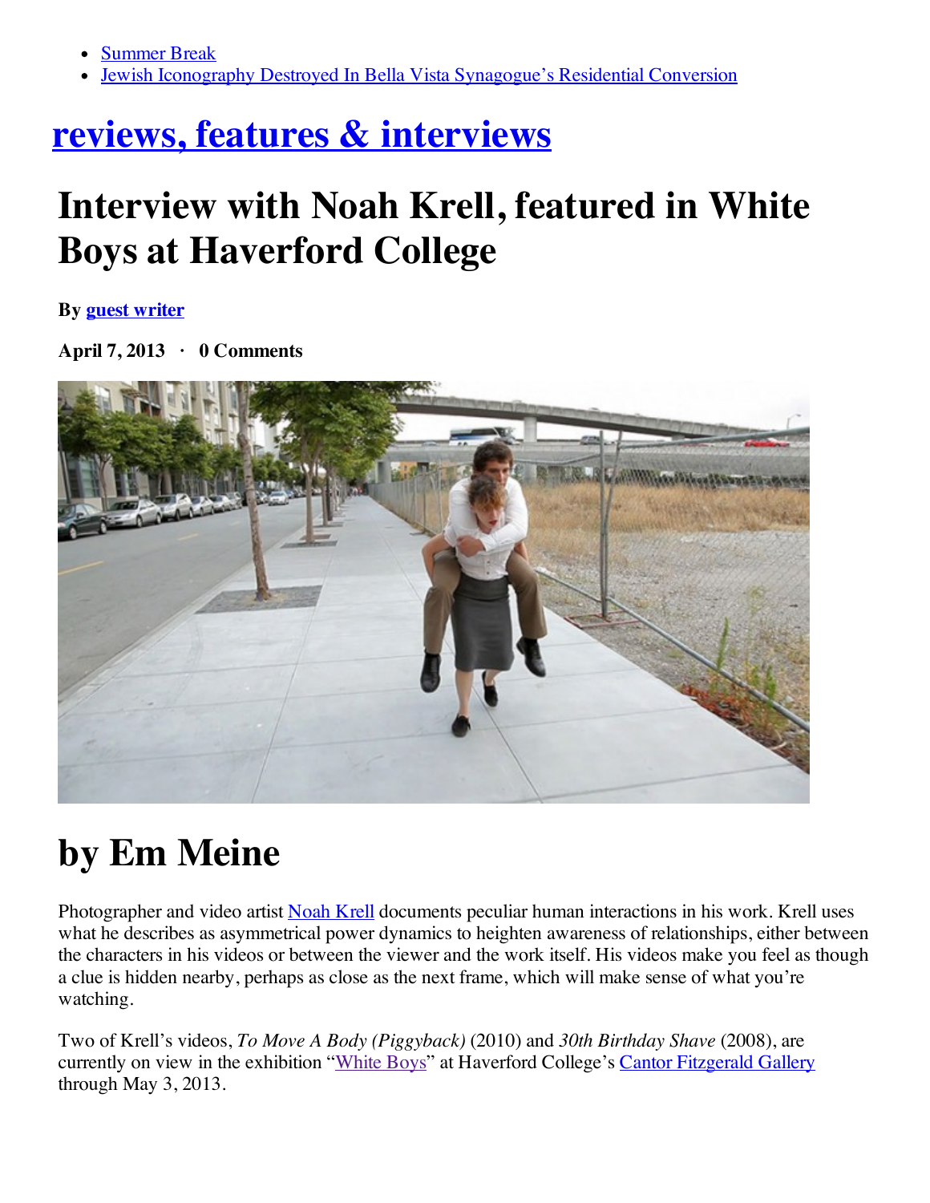- Summer Break
- Jewish Iconography Destroyed In Bella Vista Synagogue's Residential Conversion

# reviews, features & interviews

# Interview with Noah Krell, featured in White Boys at Haverford College

**By guest writer**

**April 7, 2013 · 0 Comments**

# by Em Meine

Photographer and video artist Noah Krell documents peculiar human interactions in his work. Krell uses what he describes as asymmetrical power dynamics to heighten awareness of relationships, either between the characters in his videos or between the viewer and the work itself. His videos make you feel as though a clue is hidden nearby, perhaps as close as the next frame, which will make sense of what you're watching.

Two of Krell's videos, *To Move A Body (Piggyback)* (2010) and *30th Birthday Shave* (2008), are currently on view in the exhibition "White Boys" at Haverford College's Cantor Fitzgerald Gallery through May 3, 2013.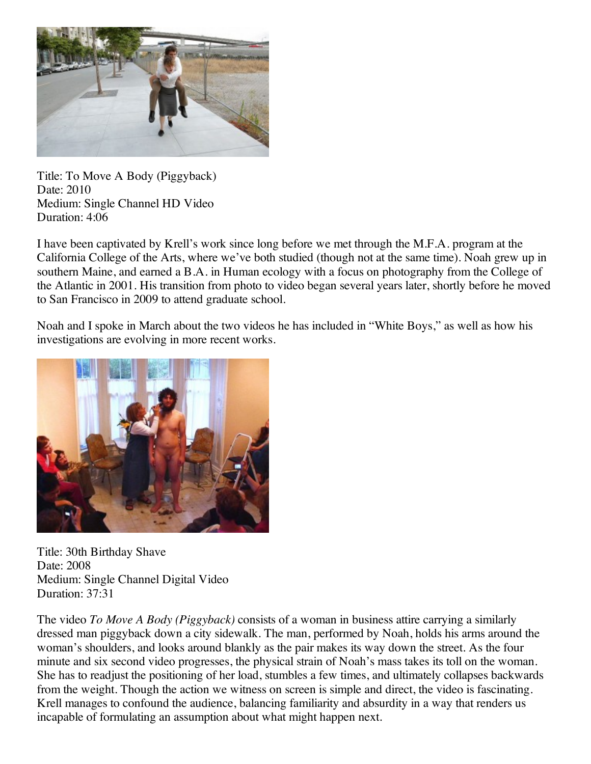Title: To Move A Body (Piggyback)
Date: 2010
Medium: Single Channel HD Video
Duration: 4:06

I have been captivated by Krell's work since long before we met through the M.F.A. program at the California College of the Arts, where we've both studied (though not at the same time). Noah grew up in southern Maine, and earned a B.A. in Human ecology with a focus on photography from the College of the Atlantic in 2001. His transition from photo to video began several years later, shortly before he moved to San Francisco in 2009 to attend graduate school.

Noah and I spoke in March about the two videos he has included in "White Boys," as well as how his investigations are evolving in more recent works.

Title: 30th Birthday Shave
Date: 2008
Medium: Single Channel Digital Video
Duration: 37:31

The video *To Move A Body (Piggyback)* consists of a woman in business attire carrying a similarly dressed man piggyback down a city sidewalk. The man, performed by Noah, holds his arms around the woman's shoulders, and looks around blankly as the pair makes its way down the street. As the four minute and six second video progresses, the physical strain of Noah's mass takes its toll on the woman. She has to readjust the positioning of her load, stumbles a few times, and ultimately collapses backwards from the weight. Though the action we witness on screen is simple and direct, the video is fascinating. Krell manages to confound the audience, balancing familiarity and absurdity in a way that renders us incapable of formulating an assumption about what might happen next.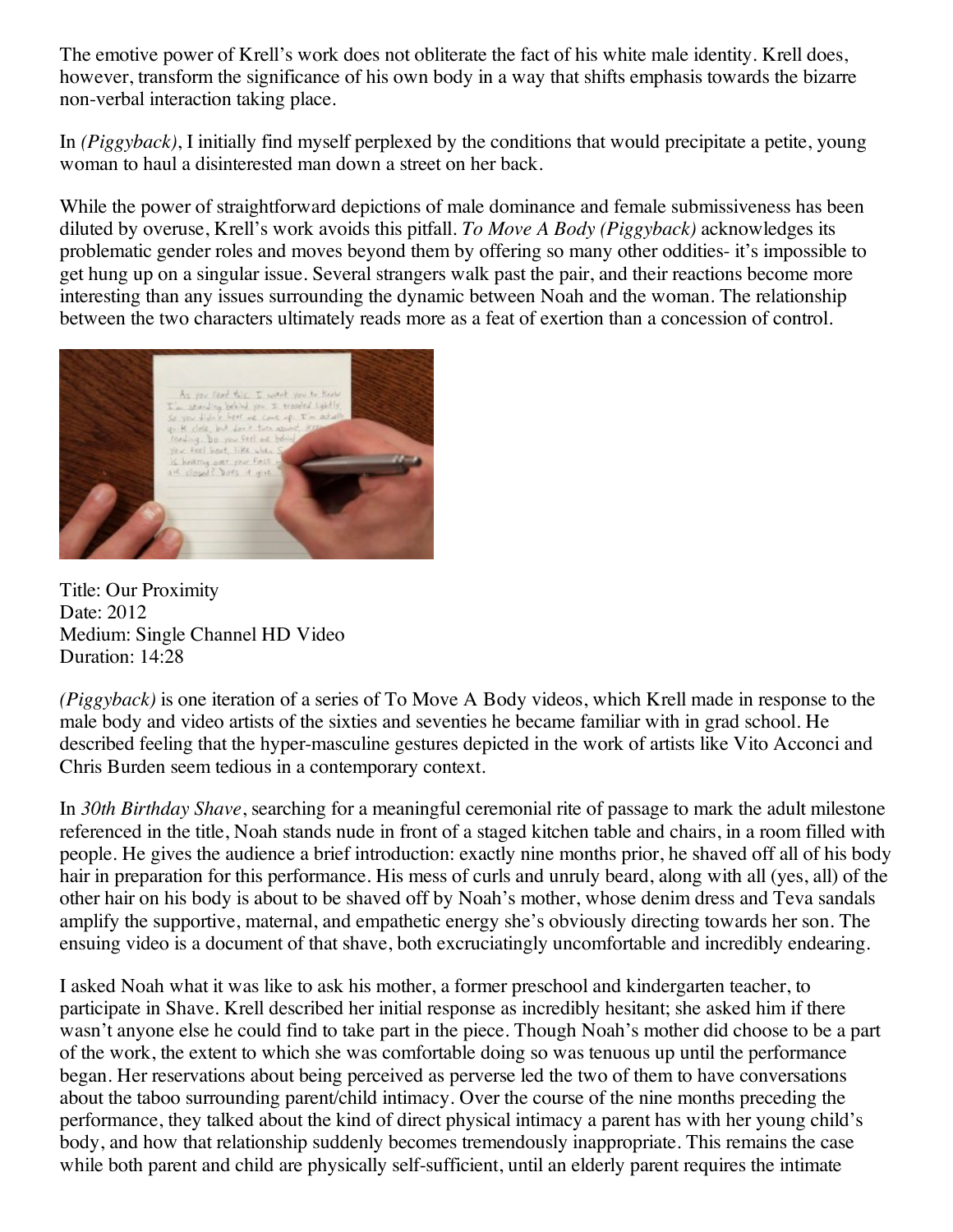The emotive power of Krell's work does not obliterate the fact of his white male identity. Krell does, however, transform the significance of his own body in a way that shifts emphasis towards the bizarre non-verbal interaction taking place.

In *(Piggyback)*, I initially find myself perplexed by the conditions that would precipitate a petite, young woman to haul a disinterested man down a street on her back.

While the power of straightforward depictions of male dominance and female submissiveness has been diluted by overuse, Krell's work avoids this pitfall. *To Move A Body (Piggyback)* acknowledges its problematic gender roles and moves beyond them by offering so many other oddities- it's impossible to get hung up on a singular issue. Several strangers walk past the pair, and their reactions become more interesting than any issues surrounding the dynamic between Noah and the woman. The relationship between the two characters ultimately reads more as a feat of exertion than a concession of control.

Title: Our Proximity
Date: 2012
Medium: Single Channel HD Video
Duration: 14:28

*(Piggyback)* is one iteration of a series of To Move A Body videos, which Krell made in response to the male body and video artists of the sixties and seventies he became familiar with in grad school. He described feeling that the hyper-masculine gestures depicted in the work of artists like Vito Acconci and Chris Burden seem tedious in a contemporary context.

In *30th Birthday Shave*, searching for a meaningful ceremonial rite of passage to mark the adult milestone referenced in the title, Noah stands nude in front of a staged kitchen table and chairs, in a room filled with people. He gives the audience a brief introduction: exactly nine months prior, he shaved off all of his body hair in preparation for this performance. His mess of curls and unruly beard, along with all (yes, all) of the other hair on his body is about to be shaved off by Noah's mother, whose denim dress and Teva sandals amplify the supportive, maternal, and empathetic energy she's obviously directing towards her son. The ensuing video is a document of that shave, both excruciatingly uncomfortable and incredibly endearing.

I asked Noah what it was like to ask his mother, a former preschool and kindergarten teacher, to participate in Shave. Krell described her initial response as incredibly hesitant; she asked him if there wasn't anyone else he could find to take part in the piece. Though Noah's mother did choose to be a part of the work, the extent to which she was comfortable doing so was tenuous up until the performance began. Her reservations about being perceived as perverse led the two of them to have conversations about the taboo surrounding parent/child intimacy. Over the course of the nine months preceding the performance, they talked about the kind of direct physical intimacy a parent has with her young child's body, and how that relationship suddenly becomes tremendously inappropriate. This remains the case while both parent and child are physically self-sufficient, until an elderly parent requires the intimate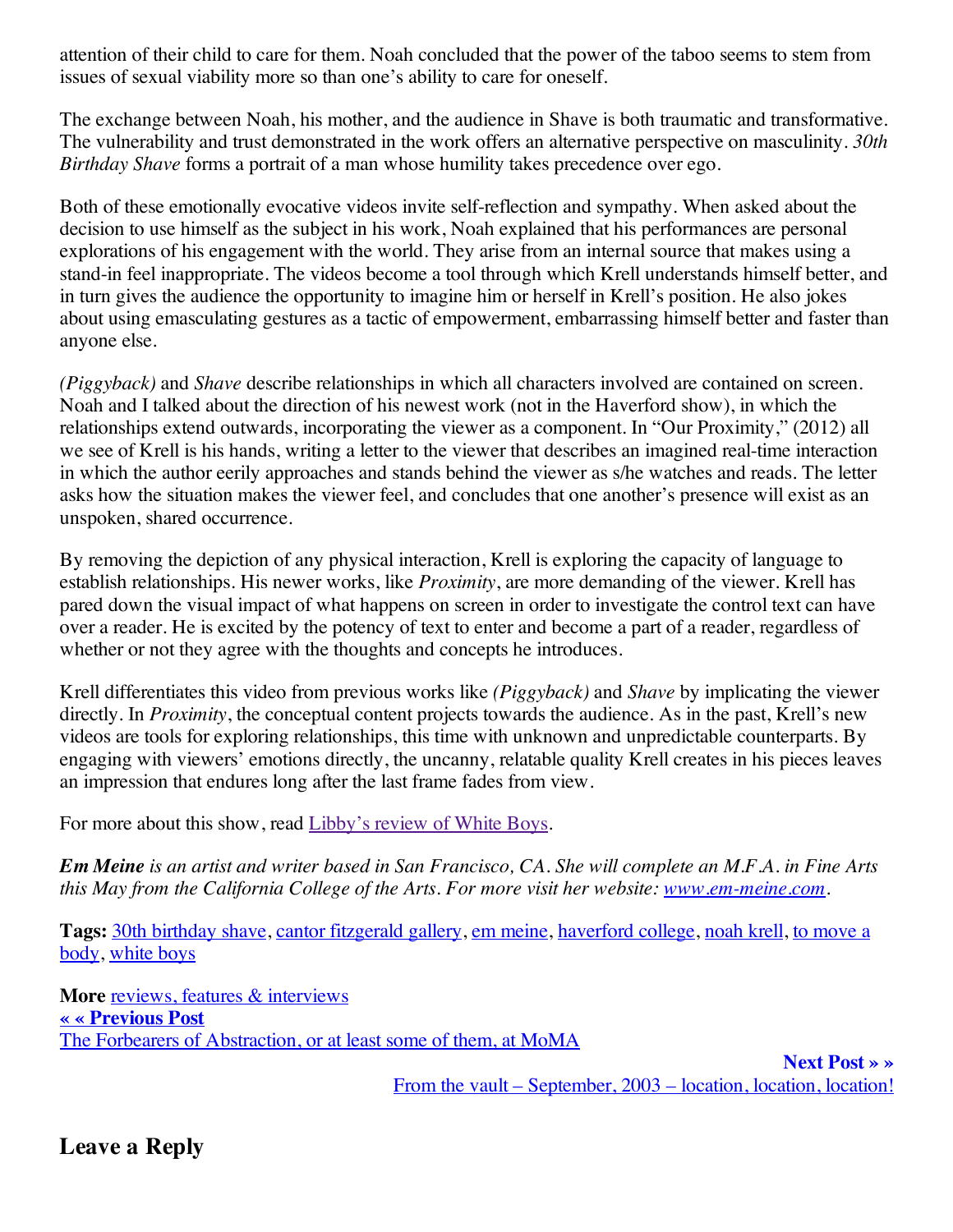attention of their child to care for them. Noah concluded that the power of the taboo seems to stem from issues of sexual viability more so than one's ability to care for oneself.

The exchange between Noah, his mother, and the audience in Shave is both traumatic and transformative. The vulnerability and trust demonstrated in the work offers an alternative perspective on masculinity. *30th Birthday Shave* forms a portrait of a man whose humility takes precedence over ego.

Both of these emotionally evocative videos invite self-reflection and sympathy. When asked about the decision to use himself as the subject in his work, Noah explained that his performances are personal explorations of his engagement with the world. They arise from an internal source that makes using a stand-in feel inappropriate. The videos become a tool through which Krell understands himself better, and in turn gives the audience the opportunity to imagine him or herself in Krell's position. He also jokes about using emasculating gestures as a tactic of empowerment, embarrassing himself better and faster than anyone else.

*(Piggyback)* and *Shave* describe relationships in which all characters involved are contained on screen. Noah and I talked about the direction of his newest work (not in the Haverford show), in which the relationships extend outwards, incorporating the viewer as a component. In "Our Proximity," (2012) all we see of Krell is his hands, writing a letter to the viewer that describes an imagined real-time interaction in which the author eerily approaches and stands behind the viewer as s/he watches and reads. The letter asks how the situation makes the viewer feel, and concludes that one another's presence will exist as an unspoken, shared occurrence.

By removing the depiction of any physical interaction, Krell is exploring the capacity of language to establish relationships. His newer works, like *Proximity*, are more demanding of the viewer. Krell has pared down the visual impact of what happens on screen in order to investigate the control text can have over a reader. He is excited by the potency of text to enter and become a part of a reader, regardless of whether or not they agree with the thoughts and concepts he introduces.

Krell differentiates this video from previous works like *(Piggyback)* and *Shave* by implicating the viewer directly. In *Proximity*, the conceptual content projects towards the audience. As in the past, Krell's new videos are tools for exploring relationships, this time with unknown and unpredictable counterparts. By engaging with viewers' emotions directly, the uncanny, relatable quality Krell creates in his pieces leaves an impression that endures long after the last frame fades from view.

For more about this show, read [Libby's review of White Boys](#).

***Em Meine*** *is an artist and writer based in San Francisco, CA. She will complete an M.F.A. in Fine Arts this May from the California College of the Arts. For more visit her website:* [www.em-meine.com](#).

**Tags:** [30th birthday shave](#), [cantor fitzgerald gallery](#), [em meine](#), [haverford college](#), [noah krell](#), [to move a body](#), [white boys](#)

**More** [reviews, features & interviews](#)
[**« « Previous Post**](#)
[The Forbearers of Abstraction, or at least some of them, at MoMA](#)

[**Next Post » »**](#)
[From the vault – September, 2003 – location, location, location!](#)

## Leave a Reply